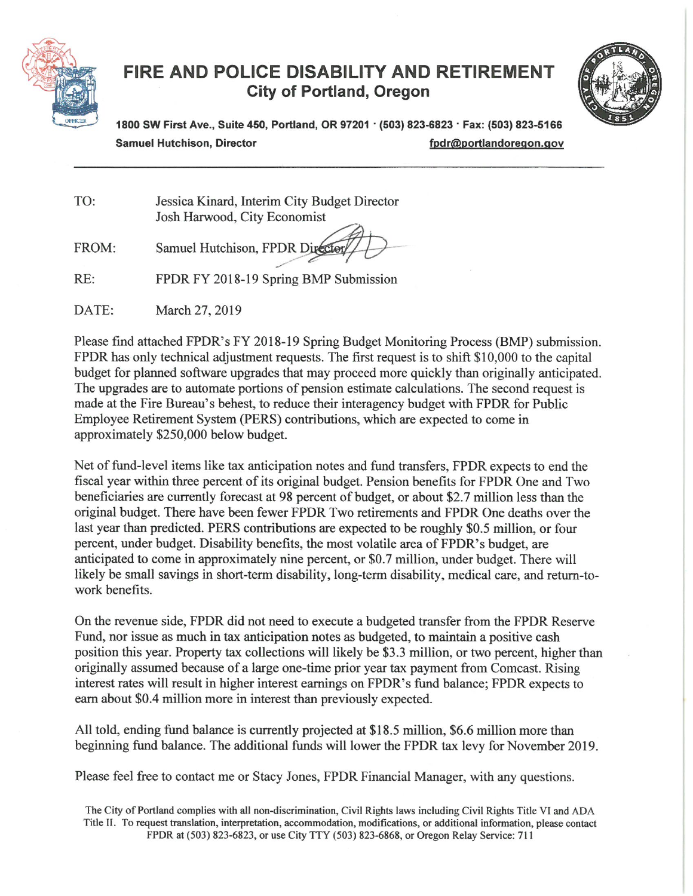# FIRE AND POLICE DISABILITY AND RETIREMENT

## City of Portland, Oregon

**1800 SW First Ave., Suite 450, Portland, OR 97201 · (503) 823-6823 · Fax: (503) 823-5166**

**Samuel Hutchison, Director** **fpdr@portlandoregon.gov**

---

TO: Jessica Kinard, Interim City Budget Director
Josh Harwood, City Economist

FROM: Samuel Hutchison, FPDR Director

RE: FPDR FY 2018-19 Spring BMP Submission

DATE: March 27, 2019

Please find attached FPDR's FY 2018-19 Spring Budget Monitoring Process (BMP) submission. FPDR has only technical adjustment requests. The first request is to shift $10,000 to the capital budget for planned software upgrades that may proceed more quickly than originally anticipated. The upgrades are to automate portions of pension estimate calculations. The second request is made at the Fire Bureau's behest, to reduce their interagency budget with FPDR for Public Employee Retirement System (PERS) contributions, which are expected to come in approximately $250,000 below budget.

Net of fund-level items like tax anticipation notes and fund transfers, FPDR expects to end the fiscal year within three percent of its original budget. Pension benefits for FPDR One and Two beneficiaries are currently forecast at 98 percent of budget, or about $2.7 million less than the original budget. There have been fewer FPDR Two retirements and FPDR One deaths over the last year than predicted. PERS contributions are expected to be roughly $0.5 million, or four percent, under budget. Disability benefits, the most volatile area of FPDR's budget, are anticipated to come in approximately nine percent, or $0.7 million, under budget. There will likely be small savings in short-term disability, long-term disability, medical care, and return-to-work benefits.

On the revenue side, FPDR did not need to execute a budgeted transfer from the FPDR Reserve Fund, nor issue as much in tax anticipation notes as budgeted, to maintain a positive cash position this year. Property tax collections will likely be $3.3 million, or two percent, higher than originally assumed because of a large one-time prior year tax payment from Comcast. Rising interest rates will result in higher interest earnings on FPDR's fund balance; FPDR expects to earn about $0.4 million more in interest than previously expected.

All told, ending fund balance is currently projected at $18.5 million, $6.6 million more than beginning fund balance. The additional funds will lower the FPDR tax levy for November 2019.

Please feel free to contact me or Stacy Jones, FPDR Financial Manager, with any questions.

The City of Portland complies with all non-discrimination, Civil Rights laws including Civil Rights Title VI and ADA Title II. To request translation, interpretation, accommodation, modifications, or additional information, please contact FPDR at (503) 823-6823, or use City TTY (503) 823-6868, or Oregon Relay Service: 711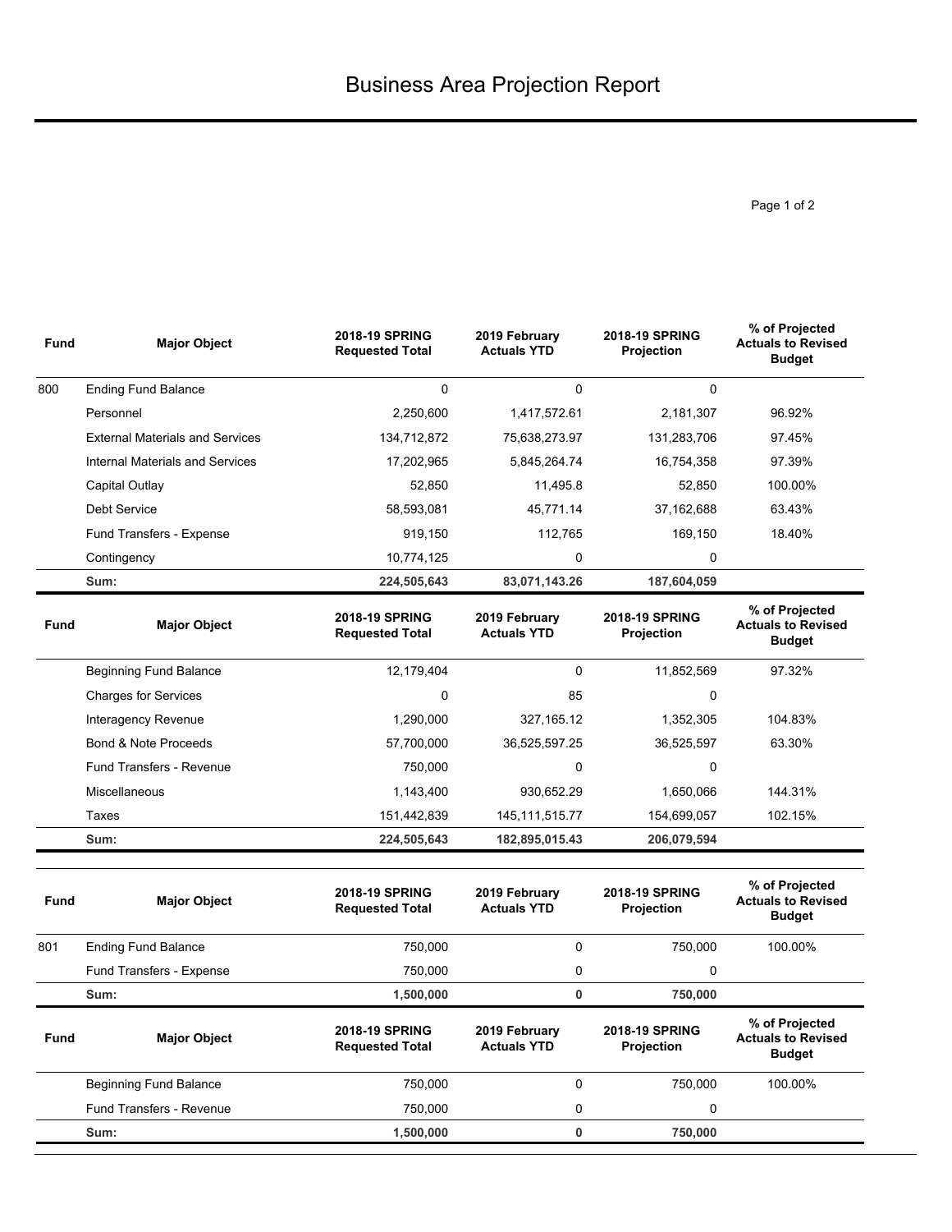# Business Area Projection Report

| Fund | Major Object | 2018-19 SPRING Requested Total | 2019 February Actuals YTD | 2018-19 SPRING Projection | % of Projected Actuals to Revised Budget |
|---|---|---|---|---|---|
| 800 | Ending Fund Balance | 0 | 0 | 0 | |
| | Personnel | 2,250,600 | 1,417,572.61 | 2,181,307 | 96.92% |
| | External Materials and Services | 134,712,872 | 75,638,273.97 | 131,283,706 | 97.45% |
| | Internal Materials and Services | 17,202,965 | 5,845,264.74 | 16,754,358 | 97.39% |
| | Capital Outlay | 52,850 | 11,495.8 | 52,850 | 100.00% |
| | Debt Service | 58,593,081 | 45,771.14 | 37,162,688 | 63.43% |
| | Fund Transfers - Expense | 919,150 | 112,765 | 169,150 | 18.40% |
| | Contingency | 10,774,125 | 0 | 0 | |
| | **Sum:** | **224,505,643** | **83,071,143.26** | **187,604,059** | |

| Fund | Major Object | 2018-19 SPRING Requested Total | 2019 February Actuals YTD | 2018-19 SPRING Projection | % of Projected Actuals to Revised Budget |
|---|---|---|---|---|---|
| | Beginning Fund Balance | 12,179,404 | 0 | 11,852,569 | 97.32% |
| | Charges for Services | 0 | 85 | 0 | |
| | Interagency Revenue | 1,290,000 | 327,165.12 | 1,352,305 | 104.83% |
| | Bond & Note Proceeds | 57,700,000 | 36,525,597.25 | 36,525,597 | 63.30% |
| | Fund Transfers - Revenue | 750,000 | 0 | 0 | |
| | Miscellaneous | 1,143,400 | 930,652.29 | 1,650,066 | 144.31% |
| | Taxes | 151,442,839 | 145,111,515.77 | 154,699,057 | 102.15% |
| | **Sum:** | **224,505,643** | **182,895,015.43** | **206,079,594** | |

| Fund | Major Object | 2018-19 SPRING Requested Total | 2019 February Actuals YTD | 2018-19 SPRING Projection | % of Projected Actuals to Revised Budget |
|---|---|---|---|---|---|
| 801 | Ending Fund Balance | 750,000 | 0 | 750,000 | 100.00% |
| | Fund Transfers - Expense | 750,000 | 0 | 0 | |
| | **Sum:** | **1,500,000** | **0** | **750,000** | |

| Fund | Major Object | 2018-19 SPRING Requested Total | 2019 February Actuals YTD | 2018-19 SPRING Projection | % of Projected Actuals to Revised Budget |
|---|---|---|---|---|---|
| | Beginning Fund Balance | 750,000 | 0 | 750,000 | 100.00% |
| | Fund Transfers - Revenue | 750,000 | 0 | 0 | |
| | **Sum:** | **1,500,000** | **0** | **750,000** | |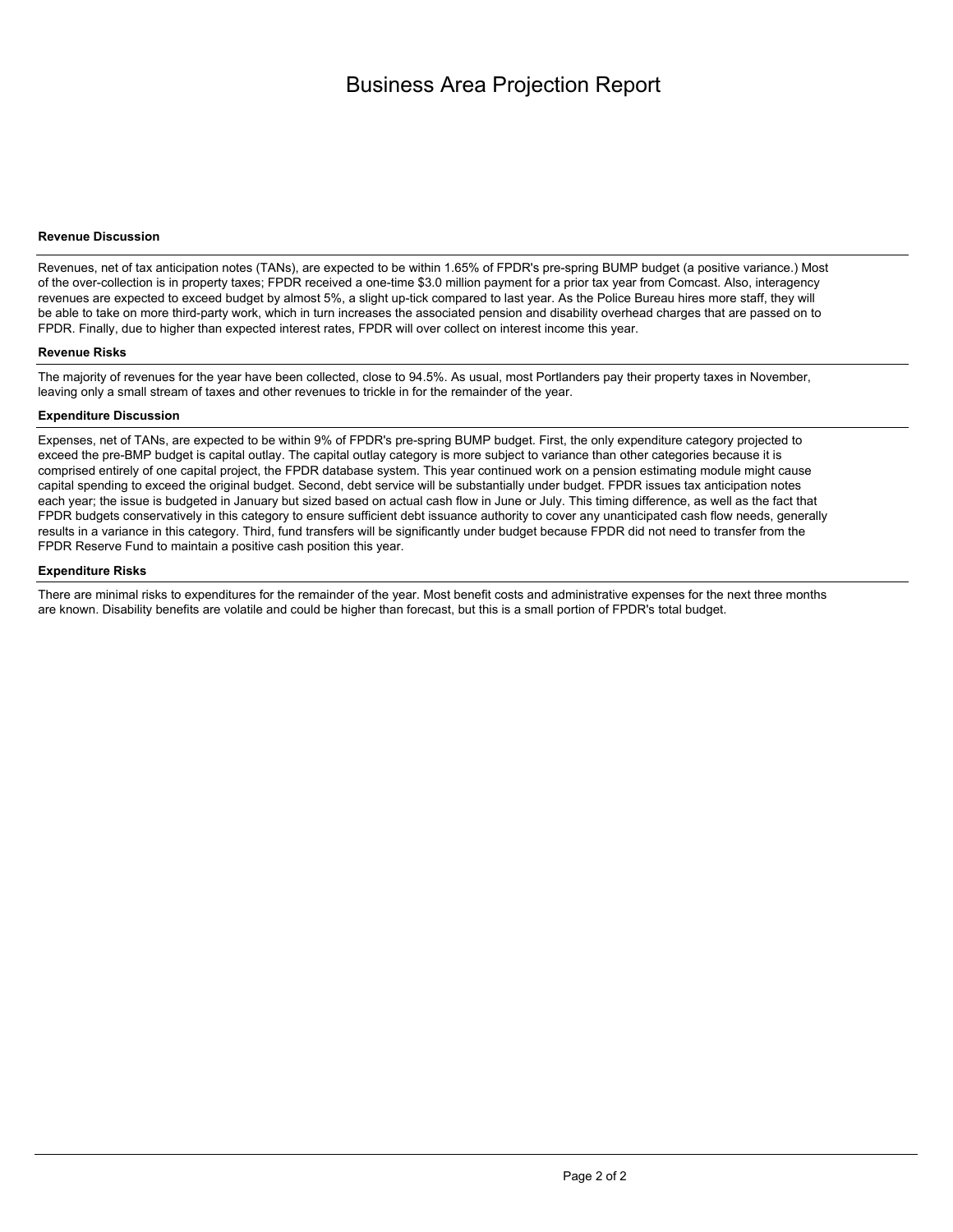# Business Area Projection Report

### Revenue Discussion

Revenues, net of tax anticipation notes (TANs), are expected to be within 1.65% of FPDR's pre-spring BUMP budget (a positive variance.) Most of the over-collection is in property taxes; FPDR received a one-time $3.0 million payment for a prior tax year from Comcast. Also, interagency revenues are expected to exceed budget by almost 5%, a slight up-tick compared to last year. As the Police Bureau hires more staff, they will be able to take on more third-party work, which in turn increases the associated pension and disability overhead charges that are passed on to FPDR. Finally, due to higher than expected interest rates, FPDR will over collect on interest income this year.

### Revenue Risks

The majority of revenues for the year have been collected, close to 94.5%. As usual, most Portlanders pay their property taxes in November, leaving only a small stream of taxes and other revenues to trickle in for the remainder of the year.

### Expenditure Discussion

Expenses, net of TANs, are expected to be within 9% of FPDR's pre-spring BUMP budget. First, the only expenditure category projected to exceed the pre-BMP budget is capital outlay. The capital outlay category is more subject to variance than other categories because it is comprised entirely of one capital project, the FPDR database system. This year continued work on a pension estimating module might cause capital spending to exceed the original budget. Second, debt service will be substantially under budget. FPDR issues tax anticipation notes each year; the issue is budgeted in January but sized based on actual cash flow in June or July. This timing difference, as well as the fact that FPDR budgets conservatively in this category to ensure sufficient debt issuance authority to cover any unanticipated cash flow needs, generally results in a variance in this category. Third, fund transfers will be significantly under budget because FPDR did not need to transfer from the FPDR Reserve Fund to maintain a positive cash position this year.

### Expenditure Risks

There are minimal risks to expenditures for the remainder of the year. Most benefit costs and administrative expenses for the next three months are known. Disability benefits are volatile and could be higher than forecast, but this is a small portion of FPDR's total budget.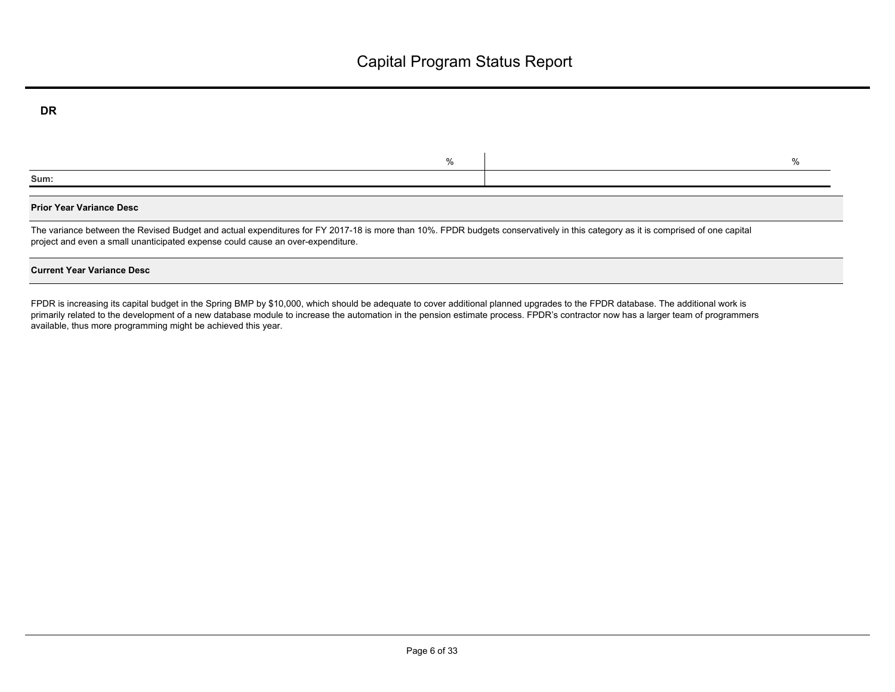# Capital Program Status Report

**DR**

| | |
|---|---|
| % | % |
| Sum: | |

**Prior Year Variance Desc**

The variance between the Revised Budget and actual expenditures for FY 2017-18 is more than 10%. FPDR budgets conservatively in this category as it is comprised of one capital project and even a small unanticipated expense could cause an over-expenditure.

**Current Year Variance Desc**

FPDR is increasing its capital budget in the Spring BMP by $10,000, which should be adequate to cover additional planned upgrades to the FPDR database. The additional work is primarily related to the development of a new database module to increase the automation in the pension estimate process. FPDR's contractor now has a larger team of programmers available, thus more programming might be achieved this year.